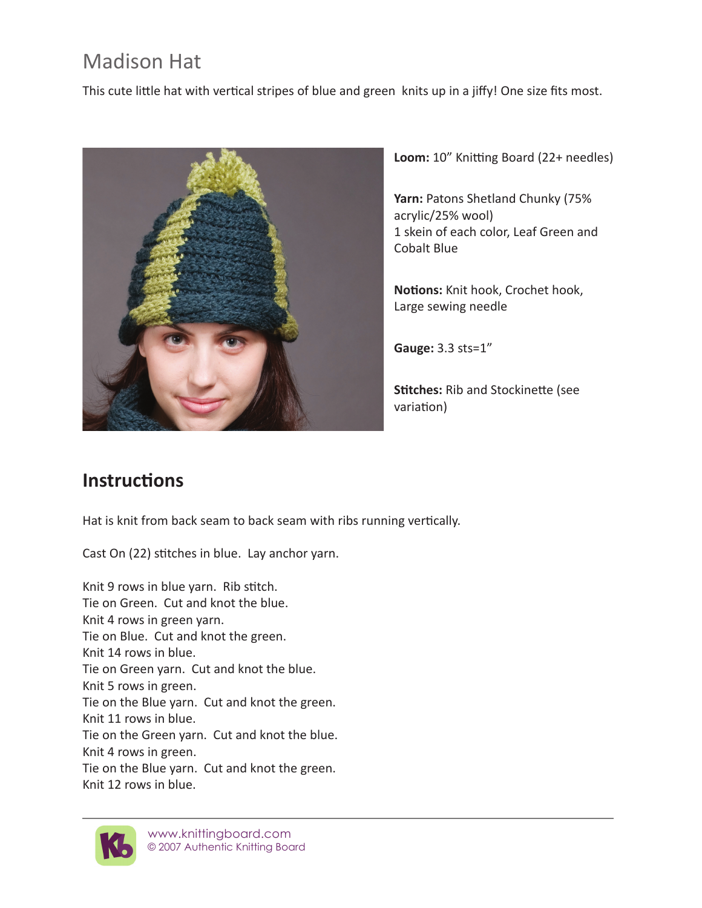# Madison Hat

This cute little hat with vertical stripes of blue and green knits up in a jiffy! One size fits most.

**Loom:** 10" Knitting Board (22+ needles)

**Yarn:** Patons Shetland Chunky (75% acrylic/25% wool)
1 skein of each color, Leaf Green and Cobalt Blue

**Notions:** Knit hook, Crochet hook, Large sewing needle

**Gauge:** 3.3 sts=1"

**Stitches:** Rib and Stockinette (see variation)

## Instructions

Hat is knit from back seam to back seam with ribs running vertically.

Cast On (22) stitches in blue. Lay anchor yarn.

Knit 9 rows in blue yarn. Rib stitch.
Tie on Green. Cut and knot the blue.
Knit 4 rows in green yarn.
Tie on Blue. Cut and knot the green.
Knit 14 rows in blue.
Tie on Green yarn. Cut and knot the blue.
Knit 5 rows in green.
Tie on the Blue yarn. Cut and knot the green.
Knit 11 rows in blue.
Tie on the Green yarn. Cut and knot the blue.
Knit 4 rows in green.
Tie on the Blue yarn. Cut and knot the green.
Knit 12 rows in blue.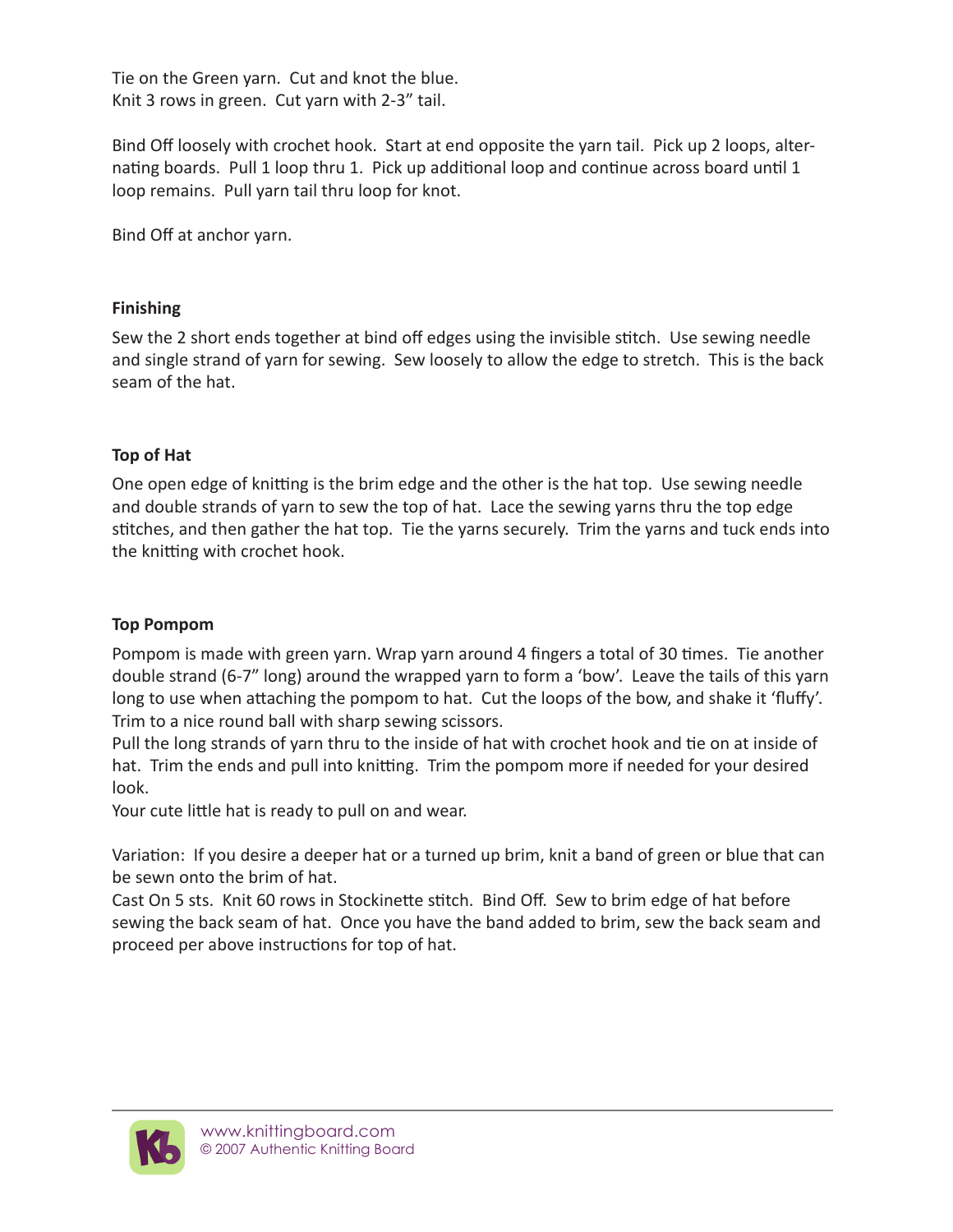Tie on the Green yarn. Cut and knot the blue.
Knit 3 rows in green. Cut yarn with 2-3" tail.

Bind Off loosely with crochet hook. Start at end opposite the yarn tail. Pick up 2 loops, alternating boards. Pull 1 loop thru 1. Pick up additional loop and continue across board until 1 loop remains. Pull yarn tail thru loop for knot.

Bind Off at anchor yarn.

**Finishing**

Sew the 2 short ends together at bind off edges using the invisible stitch. Use sewing needle and single strand of yarn for sewing. Sew loosely to allow the edge to stretch. This is the back seam of the hat.

**Top of Hat**

One open edge of knitting is the brim edge and the other is the hat top. Use sewing needle and double strands of yarn to sew the top of hat. Lace the sewing yarns thru the top edge stitches, and then gather the hat top. Tie the yarns securely. Trim the yarns and tuck ends into the knitting with crochet hook.

**Top Pompom**

Pompom is made with green yarn. Wrap yarn around 4 fingers a total of 30 times. Tie another double strand (6-7" long) around the wrapped yarn to form a 'bow'. Leave the tails of this yarn long to use when attaching the pompom to hat. Cut the loops of the bow, and shake it 'fluffy'. Trim to a nice round ball with sharp sewing scissors.
Pull the long strands of yarn thru to the inside of hat with crochet hook and tie on at inside of hat. Trim the ends and pull into knitting. Trim the pompom more if needed for your desired look.
Your cute little hat is ready to pull on and wear.

Variation: If you desire a deeper hat or a turned up brim, knit a band of green or blue that can be sewn onto the brim of hat.
Cast On 5 sts. Knit 60 rows in Stockinette stitch. Bind Off. Sew to brim edge of hat before sewing the back seam of hat. Once you have the band added to brim, sew the back seam and proceed per above instructions for top of hat.

www.knittingboard.com
© 2007 Authentic Knitting Board